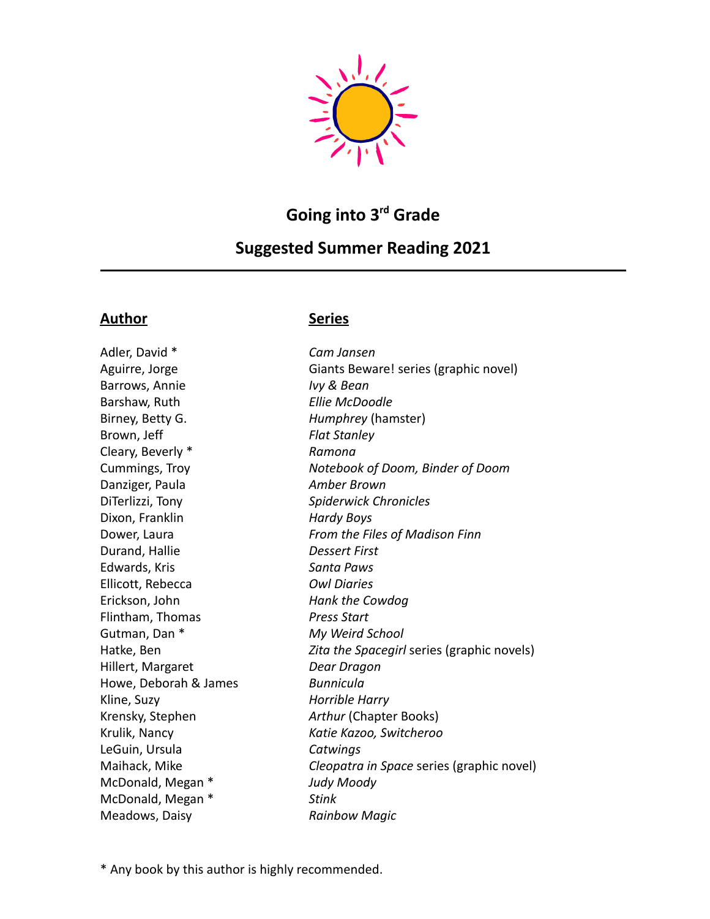# Going into 3rd Grade

## Suggested Summer Reading 2021

| Author | Series |
|---|---|
| Adler, David * | *Cam Jansen* |
| Aguirre, Jorge | Giants Beware! series (graphic novel) |
| Barrows, Annie | *Ivy & Bean* |
| Barshaw, Ruth | *Ellie McDoodle* |
| Birney, Betty G. | *Humphrey* (hamster) |
| Brown, Jeff | *Flat Stanley* |
| Cleary, Beverly * | *Ramona* |
| Cummings, Troy | *Notebook of Doom, Binder of Doom* |
| Danziger, Paula | *Amber Brown* |
| DiTerlizzi, Tony | *Spiderwick Chronicles* |
| Dixon, Franklin | *Hardy Boys* |
| Dower, Laura | *From the Files of Madison Finn* |
| Durand, Hallie | *Dessert First* |
| Edwards, Kris | *Santa Paws* |
| Ellicott, Rebecca | *Owl Diaries* |
| Erickson, John | *Hank the Cowdog* |
| Flintham, Thomas | *Press Start* |
| Gutman, Dan * | *My Weird School* |
| Hatke, Ben | *Zita the Spacegirl* series (graphic novels) |
| Hillert, Margaret | *Dear Dragon* |
| Howe, Deborah & James | *Bunnicula* |
| Kline, Suzy | *Horrible Harry* |
| Krensky, Stephen | *Arthur* (Chapter Books) |
| Krulik, Nancy | *Katie Kazoo, Switcheroo* |
| LeGuin, Ursula | *Catwings* |
| Maihack, Mike | *Cleopatra in Space* series (graphic novel) |
| McDonald, Megan * | *Judy Moody* |
| McDonald, Megan * | *Stink* |
| Meadows, Daisy | *Rainbow Magic* |

* Any book by this author is highly recommended.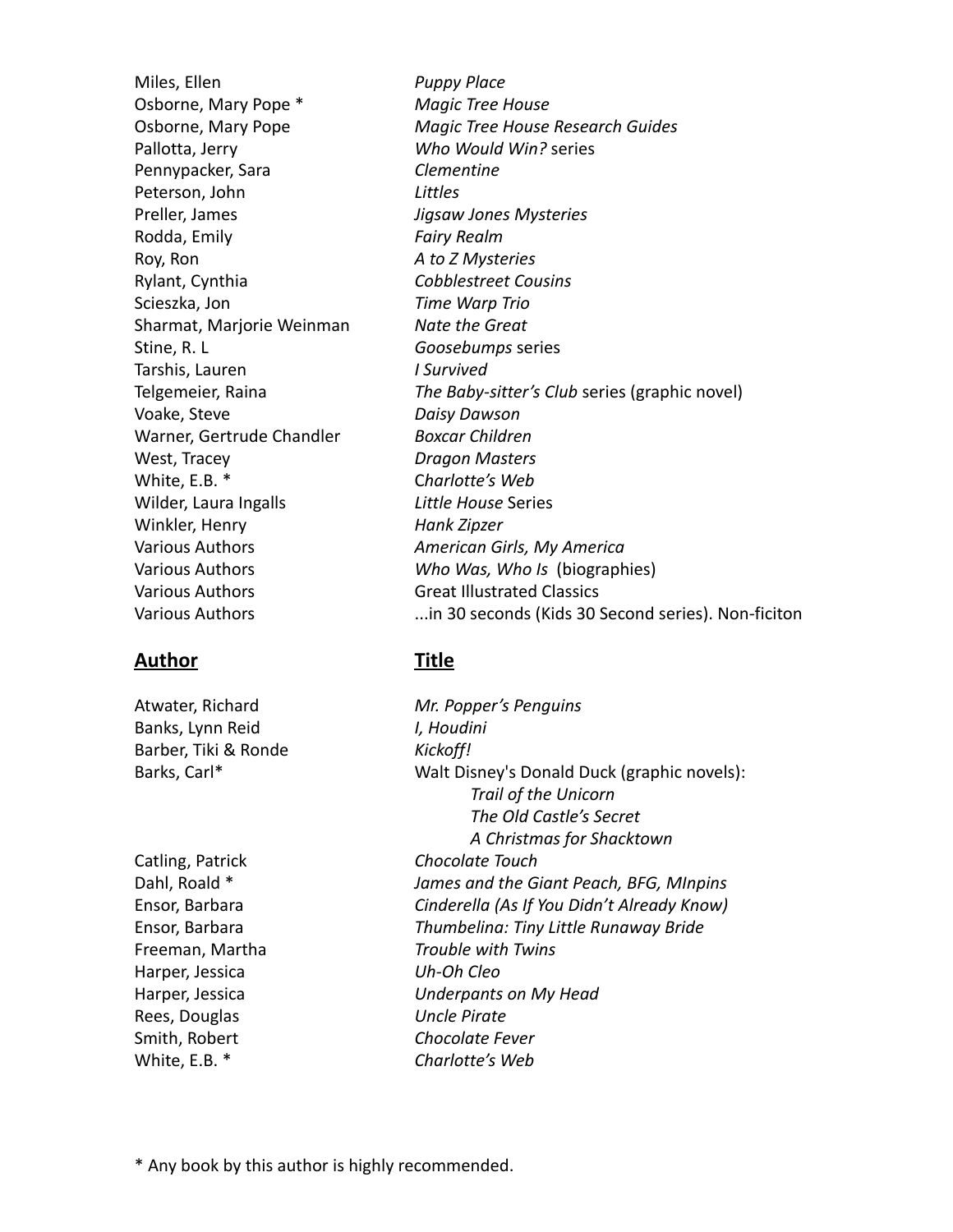| | |
|---|---|
| Miles, Ellen | *Puppy Place* |
| Osborne, Mary Pope * | *Magic Tree House* |
| Osborne, Mary Pope | *Magic Tree House Research Guides* |
| Pallotta, Jerry | *Who Would Win?* series |
| Pennypacker, Sara | *Clementine* |
| Peterson, John | *Littles* |
| Preller, James | *Jigsaw Jones Mysteries* |
| Rodda, Emily | *Fairy Realm* |
| Roy, Ron | *A to Z Mysteries* |
| Rylant, Cynthia | *Cobblestreet Cousins* |
| Scieszka, Jon | *Time Warp Trio* |
| Sharmat, Marjorie Weinman | *Nate the Great* |
| Stine, R. L | *Goosebumps* series |
| Tarshis, Lauren | *I Survived* |
| Telgemeier, Raina | *The Baby-sitter's Club* series (graphic novel) |
| Voake, Steve | *Daisy Dawson* |
| Warner, Gertrude Chandler | *Boxcar Children* |
| West, Tracey | *Dragon Masters* |
| White, E.B. * | *Charlotte's Web* |
| Wilder, Laura Ingalls | *Little House* Series |
| Winkler, Henry | *Hank Zipzer* |
| Various Authors | *American Girls, My America* |
| Various Authors | *Who Was, Who Is* (biographies) |
| Various Authors | Great Illustrated Classics |
| Various Authors | ...in 30 seconds (Kids 30 Second series). Non-ficiton |

| **Author** | **Title** |
|---|---|
| Atwater, Richard | *Mr. Popper's Penguins* |
| Banks, Lynn Reid | *I, Houdini* |
| Barber, Tiki & Ronde | *Kickoff!* |
| Barks, Carl* | Walt Disney's Donald Duck (graphic novels): *Trail of the Unicorn*, *The Old Castle's Secret*, *A Christmas for Shacktown* |
| Catling, Patrick | *Chocolate Touch* |
| Dahl, Roald * | *James and the Giant Peach, BFG, MInpins* |
| Ensor, Barbara | *Cinderella (As If You Didn't Already Know)* |
| Ensor, Barbara | *Thumbelina: Tiny Little Runaway Bride* |
| Freeman, Martha | *Trouble with Twins* |
| Harper, Jessica | *Uh-Oh Cleo* |
| Harper, Jessica | *Underpants on My Head* |
| Rees, Douglas | *Uncle Pirate* |
| Smith, Robert | *Chocolate Fever* |
| White, E.B. * | *Charlotte's Web* |

\* Any book by this author is highly recommended.